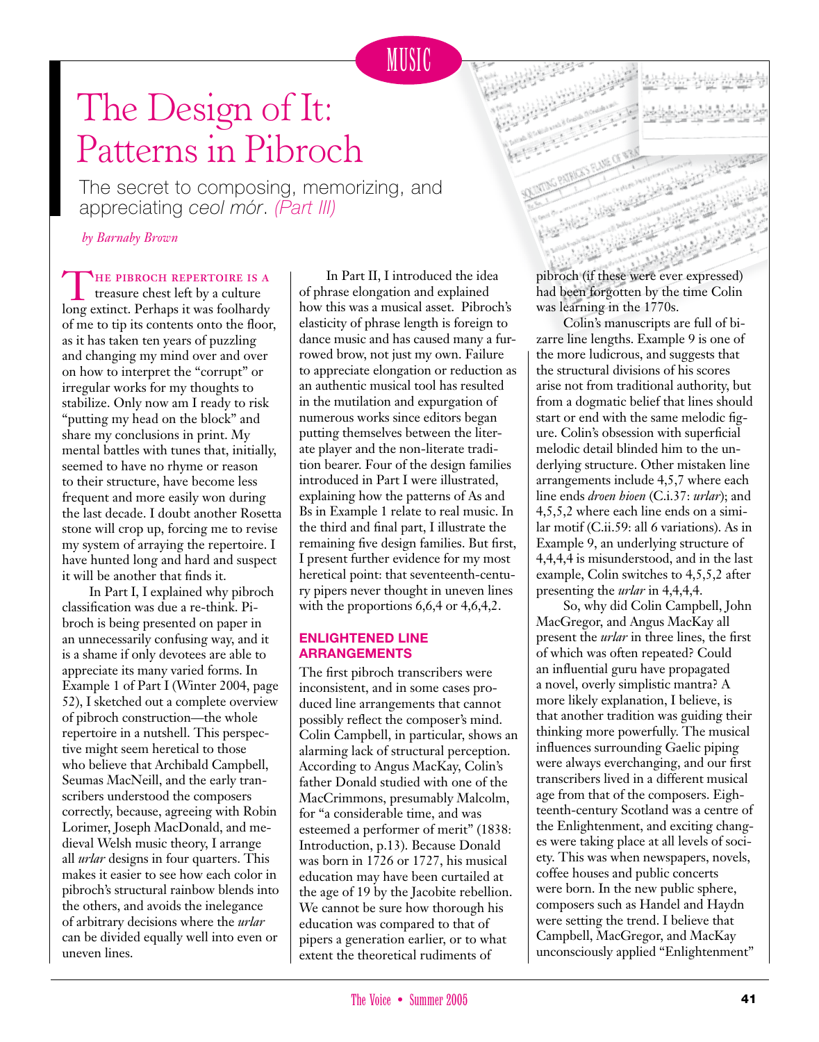MUSIC

# The Design of It: Patterns in Pibroch

## The secret to composing, memorizing, and appreciating *ceol mór*. *(Part III)*

*by Barnaby Brown*

THE PIBROCH REPERTOIRE IS A treasure chest left by a culture long extinct. Perhaps it was foolhardy of me to tip its contents onto the floor, as it has taken ten years of puzzling and changing my mind over and over on how to interpret the "corrupt" or irregular works for my thoughts to stabilize. Only now am I ready to risk "putting my head on the block" and share my conclusions in print. My mental battles with tunes that, initially, seemed to have no rhyme or reason to their structure, have become less frequent and more easily won during the last decade. I doubt another Rosetta stone will crop up, forcing me to revise my system of arraying the repertoire. I have hunted long and hard and suspect it will be another that finds it.

In Part I, I explained why pibroch classification was due a re-think. Pibroch is being presented on paper in an unnecessarily confusing way, and it is a shame if only devotees are able to appreciate its many varied forms. In Example 1 of Part I (Winter 2004, page 52), I sketched out a complete overview of pibroch construction—the whole repertoire in a nutshell. This perspective might seem heretical to those who believe that Archibald Campbell, Seumas MacNeill, and the early transcribers understood the composers correctly, because, agreeing with Robin Lorimer, Joseph MacDonald, and medieval Welsh music theory, I arrange all *urlar* designs in four quarters. This makes it easier to see how each color in pibroch's structural rainbow blends into the others, and avoids the inelegance of arbitrary decisions where the *urlar* can be divided equally well into even or uneven lines.

In Part II, I introduced the idea of phrase elongation and explained how this was a musical asset. Pibroch's elasticity of phrase length is foreign to dance music and has caused many a furrowed brow, not just my own. Failure to appreciate elongation or reduction as an authentic musical tool has resulted in the mutilation and expurgation of numerous works since editors began putting themselves between the literate player and the non-literate tradition bearer. Four of the design families introduced in Part I were illustrated, explaining how the patterns of As and Bs in Example 1 relate to real music. In the third and final part, I illustrate the remaining five design families. But first, I present further evidence for my most heretical point: that seventeenth-century pipers never thought in uneven lines with the proportions 6,6,4 or 4,6,4,2.

### ENLIGHTENED LINE ARRANGEMENTS

The first pibroch transcribers were inconsistent, and in some cases produced line arrangements that cannot possibly reflect the composer's mind. Colin Campbell, in particular, shows an alarming lack of structural perception. According to Angus MacKay, Colin's father Donald studied with one of the MacCrimmons, presumably Malcolm, for "a considerable time, and was esteemed a performer of merit" (1838: Introduction, p.13). Because Donald was born in 1726 or 1727, his musical education may have been curtailed at the age of 19 by the Jacobite rebellion. We cannot be sure how thorough his education was compared to that of pipers a generation earlier, or to what extent the theoretical rudiments of pibroch (if these were ever expressed) had been forgotten by the time Colin was learning in the 1770s.

Colin's manuscripts are full of bizarre line lengths. Example 9 is one of the more ludicrous, and suggests that the structural divisions of his scores arise not from traditional authority, but from a dogmatic belief that lines should start or end with the same melodic figure. Colin's obsession with superficial melodic detail blinded him to the underlying structure. Other mistaken line arrangements include 4,5,7 where each line ends *droen hioen* (C.i.37: *urlar*); and 4,5,5,2 where each line ends on a similar motif (C.ii.59: all 6 variations). As in Example 9, an underlying structure of 4,4,4,4 is misunderstood, and in the last example, Colin switches to 4,5,5,2 after presenting the *urlar* in 4,4,4,4.

So, why did Colin Campbell, John MacGregor, and Angus MacKay all present the *urlar* in three lines, the first of which was often repeated? Could an influential guru have propagated a novel, overly simplistic mantra? A more likely explanation, I believe, is that another tradition was guiding their thinking more powerfully. The musical influences surrounding Gaelic piping were always everchanging, and our first transcribers lived in a different musical age from that of the composers. Eighteenth-century Scotland was a centre of the Enlightenment, and exciting changes were taking place at all levels of society. This was when newspapers, novels, coffee houses and public concerts were born. In the new public sphere, composers such as Handel and Haydn were setting the trend. I believe that Campbell, MacGregor, and MacKay unconsciously applied "Enlightenment"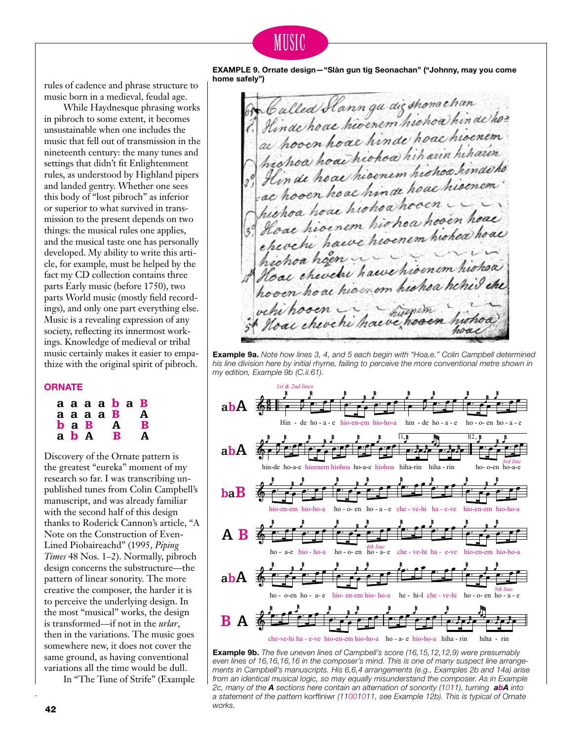rules of cadence and phrase structure to music born in a medieval, feudal age.

While Haydnesque phrasing works in pibroch to some extent, it becomes unsustainable when one includes the music that fell out of transmission in the nineteenth century: the many tunes and settings that didn't fit Enlightenment rules, as understood by Highland pipers and landed gentry. Whether one sees this body of "lost pibroch" as inferior or superior to what survived in transmission to the present depends on two things: the musical rules one applies, and the musical taste one has personally developed. My ability to write this article, for example, must be helped by the fact my CD collection contains three parts Early music (before 1750), two parts World music (mostly field recordings), and only one part everything else. Music is a revealing expression of any society, reflecting its innermost workings. Knowledge of medieval or tribal music certainly makes it easier to empathize with the original spirit of pibroch.

## ORNATE

**a a a a b a B**
**a a a a B A**
**b a B A B**
**a b A B A**

Discovery of the Ornate pattern is the greatest "eureka" moment of my research so far. I was transcribing unpublished tunes from Colin Campbell's manuscript, and was already familiar with the second half of this design thanks to Roderick Cannon's article, "A Note on the Construction of Even-Lined Piobaireachd" (1995, *Piping Times* 48 Nos. 1–2). Normally, pibroch design concerns the substructure—the pattern of linear sonority. The more creative the composer, the harder it is to perceive the underlying design. In the most "musical" works, the design is transformed—if not in the *urlar*, then in the variations. The music goes somewhere new, it does not cover the same ground, as having conventional variations all the time would be dull.

In "The Tune of Strife" (Example

**EXAMPLE 9. Ornate design—"Slàn gun tig Seonachan" ("Johnny, may you come home safely")**

**Example 9a.** *Note how lines 3, 4, and 5 each begin with "Hoa.e." Colin Campbell determined his line division here by initial rhyme, failing to perceive the more conventional metre shown in my edition, Example 9b (C.ii.61).*

**Example 9b.** *The five uneven lines of Campbell's score (16,15,12,12,9) were presumably even lines of 16,16,16,16 in the composer's mind. This is one of many suspect line arrangements in Campbell's manuscripts. His 6,6,4 arrangements (e.g., Examples 2b and 14a) arise from an identical musical logic, so may equally misunderstand the composer. As in Example 2c, many of the* **A** *sections here contain an alternation of sonority (1011), turning* **abA** *into a statement of the pattern* korffiniwr *(11001011, see Example 12b). This is typical of Ornate works.*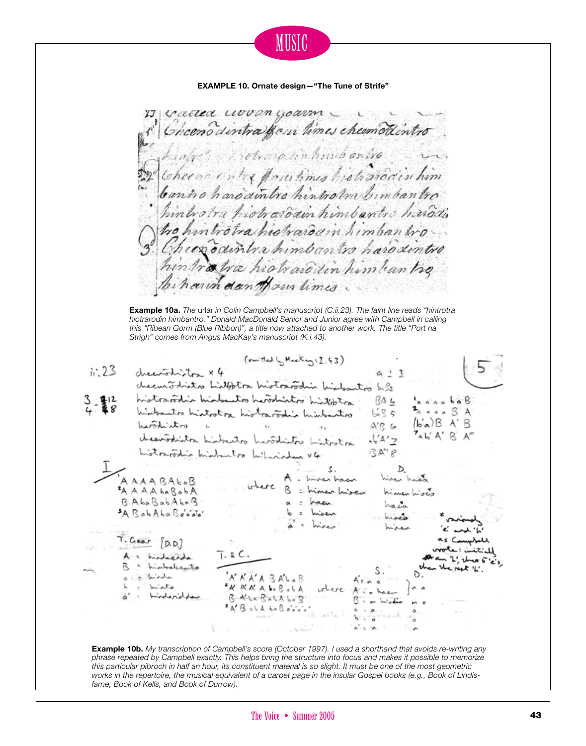**EXAMPLE 10. Ornate design—"The Tune of Strife"**

**Example 10a.** *The* urlar *in Colin Campbell's manuscript (C.ii.23). The faint line reads "hintrotra hiotrarodin himbantro." Donald MacDonald Senior and Junior agree with Campbell in calling this "Ribean Gorm (Blue Ribbon)", a title now attached to another work. The title "Port na Strigh" comes from Angus MacKay's manuscript (K.i.43).*

**Example 10b.** *My transcription of Campbell's score (October 1997). I used a shorthand that avoids re-writing any phrase repeated by Campbell exactly. This helps bring the structure into focus and makes it possible to memorize this particular pibroch in half an hour, its constituent material is so slight. It must be one of the most geometric works in the repertoire, the musical equivalent of a carpet page in the insular Gospel books (e.g., Book of Lindisfarne, Book of Kells, and Book of Durrow).*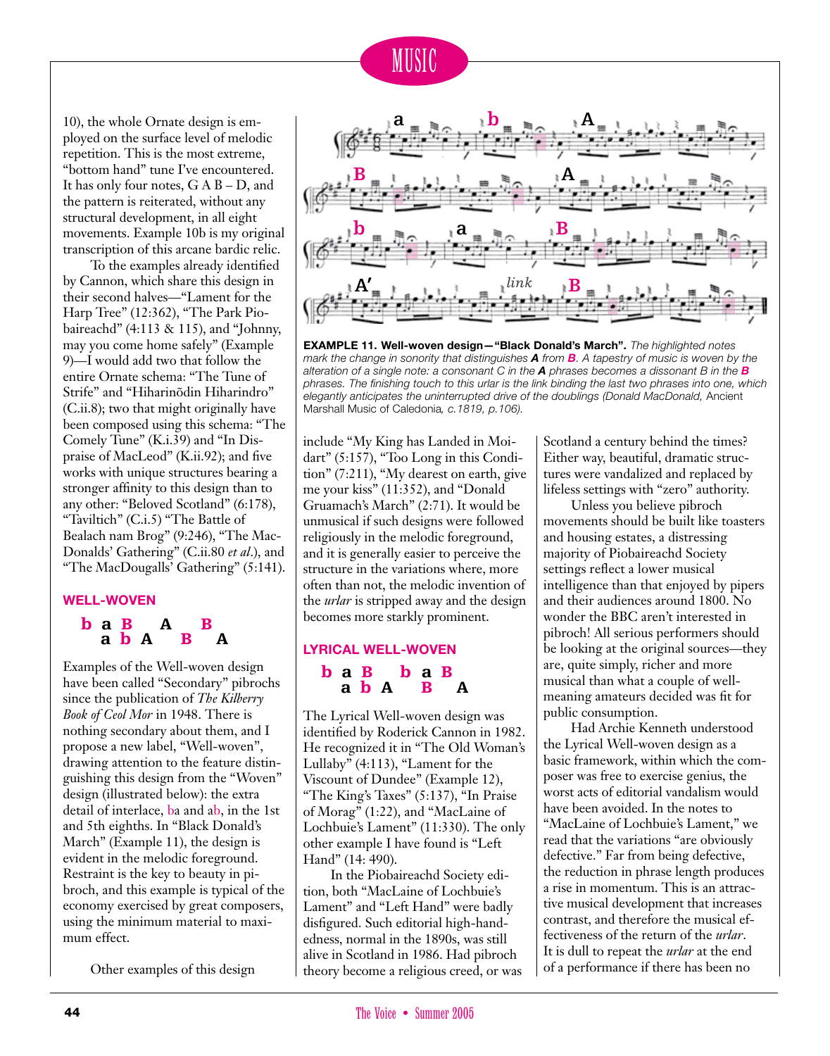10), the whole Ornate design is employed on the surface level of melodic repetition. This is the most extreme, "bottom hand" tune I've encountered. It has only four notes, G A B – D, and the pattern is reiterated, without any structural development, in all eight movements. Example 10b is my original transcription of this arcane bardic relic.

To the examples already identified by Cannon, which share this design in their second halves—"Lament for the Harp Tree" (12:362), "The Park Piobaireachd" (4:113 & 115), and "Johnny, may you come home safely" (Example 9)—I would add two that follow the entire Ornate schema: "The Tune of Strife" and "Hiharinōdin Hiharindro" (C.ii.8); two that might originally have been composed using this schema: "The Comely Tune" (K.i.39) and "In Dispraise of MacLeod" (K.ii.92); and five works with unique structures bearing a stronger affinity to this design than to any other: "Beloved Scotland" (6:178), "Taviltich" (C.i.5) "The Battle of Bealach nam Brog" (9:246), "The MacDonalds' Gathering" (C.ii.80 *et al.*), and "The MacDougalls' Gathering" (5:141).

## WELL-WOVEN

**b a B A B**
**a b A B A**

Examples of the Well-woven design have been called "Secondary" pibrochs since the publication of *The Kilberry Book of Ceol Mor* in 1948. There is nothing secondary about them, and I propose a new label, "Well-woven", drawing attention to the feature distinguishing this design from the "Woven" design (illustrated below): the extra detail of interlace, ba and ab, in the 1st and 5th eighths. In "Black Donald's March" (Example 11), the design is evident in the melodic foreground. Restraint is the key to beauty in pibroch, and this example is typical of the economy exercised by great composers, using the minimum material to maximum effect.

Other examples of this design include "My King has Landed in Moidart" (5:157), "Too Long in this Condition" (7:211), "My dearest on earth, give me your kiss" (11:352), and "Donald Gruamach's March" (2:71). It would be unmusical if such designs were followed religiously in the melodic foreground, and it is generally easier to perceive the structure in the variations where, more often than not, the melodic invention of the *urlar* is stripped away and the design becomes more starkly prominent.

**EXAMPLE 11. Well-woven design—"Black Donald's March".** *The highlighted notes mark the change in sonority that distinguishes* ***A*** *from* ***B****. A tapestry of music is woven by the alteration of a single note: a consonant C in the* ***A*** *phrases becomes a dissonant B in the* ***B*** *phrases. The finishing touch to this urlar is the link binding the last two phrases into one, which elegantly anticipates the uninterrupted drive of the doublings (Donald MacDonald,* Ancient Marshall Music of Caledonia*, c.1819, p.106).*

## LYRICAL WELL-WOVEN

**b a B b a B**
**a b A B A**

The Lyrical Well-woven design was identified by Roderick Cannon in 1982. He recognized it in "The Old Woman's Lullaby" (4:113), "Lament for the Viscount of Dundee" (Example 12), "The King's Taxes" (5:137), "In Praise of Morag" (1:22), and "MacLaine of Lochbuie's Lament" (11:330). The only other example I have found is "Left Hand" (14: 490).

In the Piobaireachd Society edition, both "MacLaine of Lochbuie's Lament" and "Left Hand" were badly disfigured. Such editorial high-handedness, normal in the 1890s, was still alive in Scotland in 1986. Had pibroch theory become a religious creed, or was Scotland a century behind the times? Either way, beautiful, dramatic structures were vandalized and replaced by lifeless settings with "zero" authority.

Unless you believe pibroch movements should be built like toasters and housing estates, a distressing majority of Piobaireachd Society settings reflect a lower musical intelligence than that enjoyed by pipers and their audiences around 1800. No wonder the BBC aren't interested in pibroch! All serious performers should be looking at the original sources—they are, quite simply, richer and more musical than what a couple of well-meaning amateurs decided was fit for public consumption.

Had Archie Kenneth understood the Lyrical Well-woven design as a basic framework, within which the composer was free to exercise genius, the worst acts of editorial vandalism would have been avoided. In the notes to "MacLaine of Lochbuie's Lament," we read that the variations "are obviously defective." Far from being defective, the reduction in phrase length produces a rise in momentum. This is an attractive musical development that increases contrast, and therefore the musical effectiveness of the return of the *urlar*. It is dull to repeat the *urlar* at the end of a performance if there has been no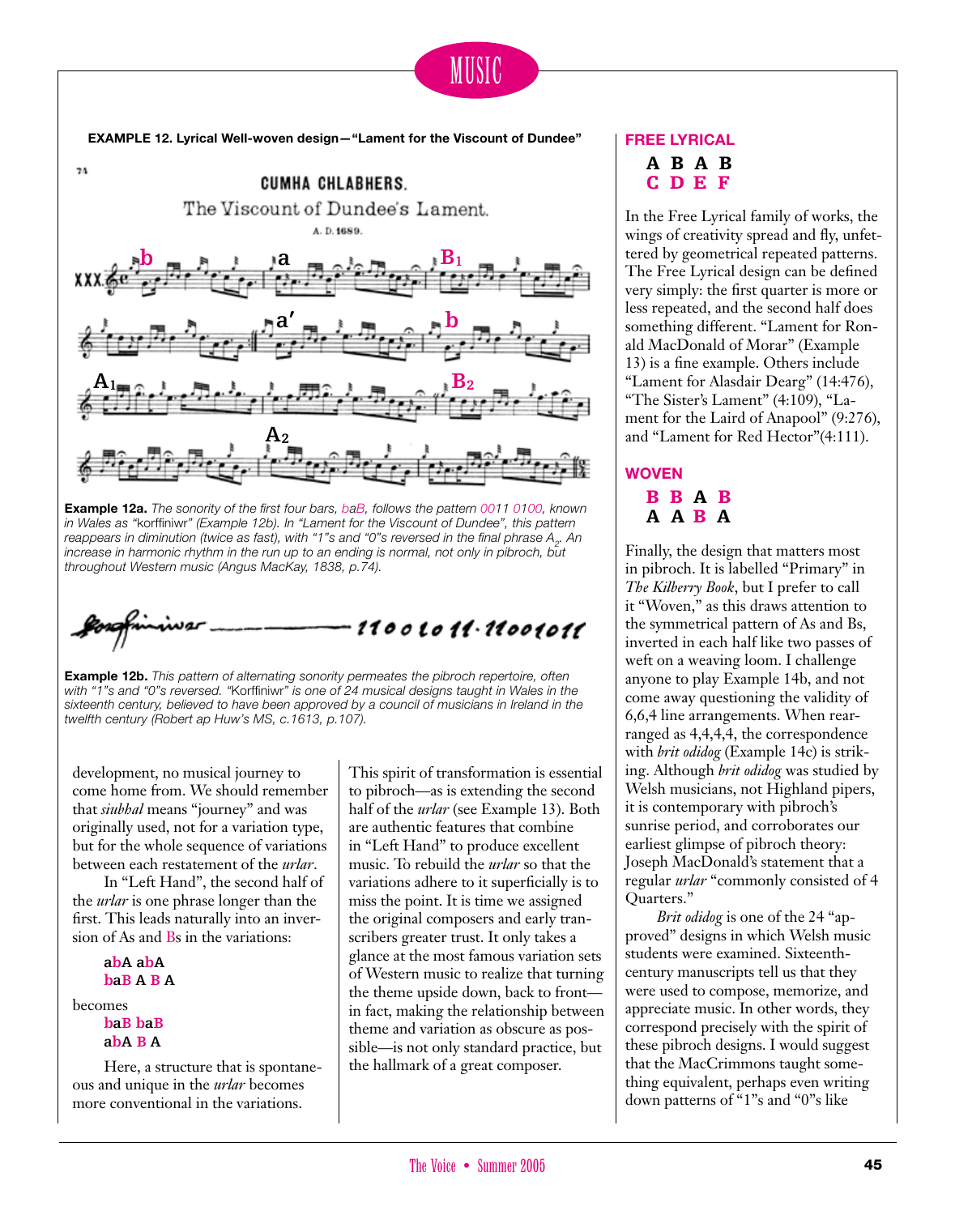**EXAMPLE 12. Lyrical Well-woven design—"Lament for the Viscount of Dundee"**

**Example 12a.** *The sonority of the first four bars, baB, follows the pattern 0011 0100, known in Wales as "korffiniwr" (Example 12b). In "Lament for the Viscount of Dundee", this pattern reappears in diminution (twice as fast), with "1"s and "0"s reversed in the final phrase $A_2$. An increase in harmonic rhythm in the run up to an ending is normal, not only in pibroch, but throughout Western music (Angus MacKay, 1838, p.74).*

**Example 12b.** *This pattern of alternating sonority permeates the pibroch repertoire, often with "1"s and "0"s reversed. "Korffiniwr" is one of 24 musical designs taught in Wales in the sixteenth century, believed to have been approved by a council of musicians in Ireland in the twelfth century (Robert ap Huw's MS, c.1613, p.107).*

development, no musical journey to come home from. We should remember that *siubhal* means "journey" and was originally used, not for a variation type, but for the whole sequence of variations between each restatement of the *urlar*.

In "Left Hand", the second half of the *urlar* is one phrase longer than the first. This leads naturally into an inversion of As and Bs in the variations:

**abA abA**
**baB A B A**

becomes

**baB baB**
**abA B A**

Here, a structure that is spontaneous and unique in the *urlar* becomes more conventional in the variations.

This spirit of transformation is essential to pibroch—as is extending the second half of the *urlar* (see Example 13). Both are authentic features that combine in "Left Hand" to produce excellent music. To rebuild the *urlar* so that the variations adhere to it superficially is to miss the point. It is time we assigned the original composers and early transcribers greater trust. It only takes a glance at the most famous variation sets of Western music to realize that turning the theme upside down, back to front—in fact, making the relationship between theme and variation as obscure as possible—is not only standard practice, but the hallmark of a great composer.

## FREE LYRICAL

**A B A B**
**C D E F**

In the Free Lyrical family of works, the wings of creativity spread and fly, unfettered by geometrical repeated patterns. The Free Lyrical design can be defined very simply: the first quarter is more or less repeated, and the second half does something different. "Lament for Ronald MacDonald of Morar" (Example 13) is a fine example. Others include "Lament for Alasdair Dearg" (14:476), "The Sister's Lament" (4:109), "Lament for the Laird of Anapool" (9:276), and "Lament for Red Hector"(4:111).

## WOVEN

**B B A B**
**A A B A**

Finally, the design that matters most in pibroch. It is labelled "Primary" in *The Kilberry Book*, but I prefer to call it "Woven," as this draws attention to the symmetrical pattern of As and Bs, inverted in each half like two passes of weft on a weaving loom. I challenge anyone to play Example 14b, and not come away questioning the validity of 6,6,4 line arrangements. When rearranged as 4,4,4,4, the correspondence with *brit odidog* (Example 14c) is striking. Although *brit odidog* was studied by Welsh musicians, not Highland pipers, it is contemporary with pibroch's sunrise period, and corroborates our earliest glimpse of pibroch theory: Joseph MacDonald's statement that a regular *urlar* "commonly consisted of 4 Quarters."

*Brit odidog* is one of the 24 "approved" designs in which Welsh music students were examined. Sixteenth-century manuscripts tell us that they were used to compose, memorize, and appreciate music. In other words, they correspond precisely with the spirit of these pibroch designs. I would suggest that the MacCrimmons taught something equivalent, perhaps even writing down patterns of "1"s and "0"s like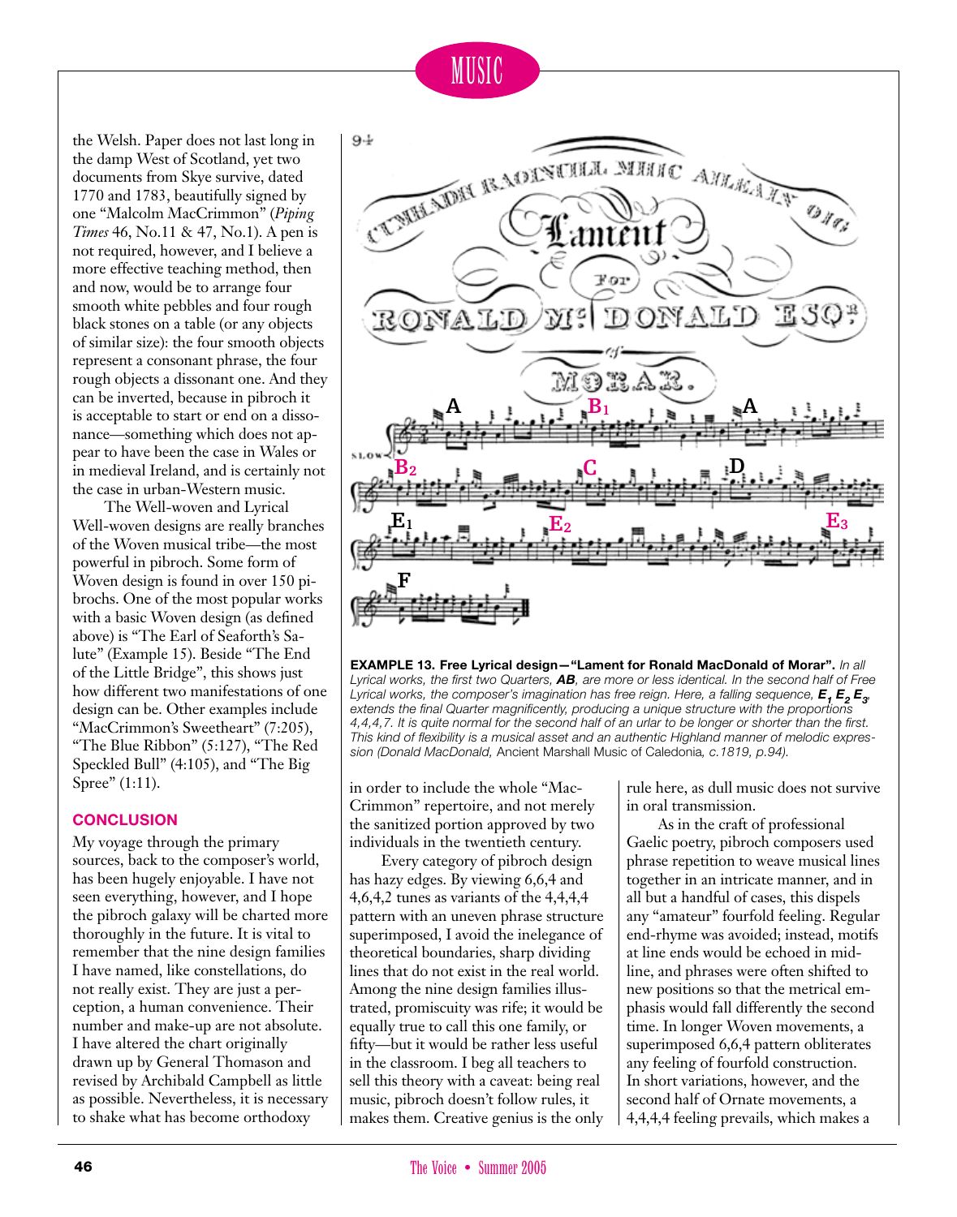the Welsh. Paper does not last long in the damp West of Scotland, yet two documents from Skye survive, dated 1770 and 1783, beautifully signed by one "Malcolm MacCrimmon" (*Piping Times* 46, No.11 & 47, No.1). A pen is not required, however, and I believe a more effective teaching method, then and now, would be to arrange four smooth white pebbles and four rough black stones on a table (or any objects of similar size): the four smooth objects represent a consonant phrase, the four rough objects a dissonant one. And they can be inverted, because in pibroch it is acceptable to start or end on a dissonance—something which does not appear to have been the case in Wales or in medieval Ireland, and is certainly not the case in urban-Western music.

The Well-woven and Lyrical Well-woven designs are really branches of the Woven musical tribe—the most powerful in pibroch. Some form of Woven design is found in over 150 pibrochs. One of the most popular works with a basic Woven design (as defined above) is "The Earl of Seaforth's Salute" (Example 15). Beside "The End of the Little Bridge", this shows just how different two manifestations of one design can be. Other examples include "MacCrimmon's Sweetheart" (7:205), "The Blue Ribbon" (5:127), "The Red Speckled Bull" (4:105), and "The Big Spree" (1:11).

**EXAMPLE 13. Free Lyrical design—"Lament for Ronald MacDonald of Morar".** *In all Lyrical works, the first two Quarters,* ***AB****, are more or less identical. In the second half of Free Lyrical works, the composer's imagination has free reign. Here, a falling sequence,* $E_1 E_2 E_3$*, extends the final Quarter magnificently, producing a unique structure with the proportions 4,4,4,7. It is quite normal for the second half of an urlar to be longer or shorter than the first. This kind of flexibility is a musical asset and an authentic Highland manner of melodic expression (Donald MacDonald,* Ancient Marshall Music of Caledonia*, c.1819, p.94).*

## CONCLUSION

My voyage through the primary sources, back to the composer's world, has been hugely enjoyable. I have not seen everything, however, and I hope the pibroch galaxy will be charted more thoroughly in the future. It is vital to remember that the nine design families I have named, like constellations, do not really exist. They are just a perception, a human convenience. Their number and make-up are not absolute. I have altered the chart originally drawn up by General Thomason and revised by Archibald Campbell as little as possible. Nevertheless, it is necessary to shake what has become orthodoxy in order to include the whole "MacCrimmon" repertoire, and not merely the sanitized portion approved by two individuals in the twentieth century.

Every category of pibroch design has hazy edges. By viewing 6,6,4 and 4,6,4,2 tunes as variants of the 4,4,4,4 pattern with an uneven phrase structure superimposed, I avoid the inelegance of theoretical boundaries, sharp dividing lines that do not exist in the real world. Among the nine design families illustrated, promiscuity was rife; it would be equally true to call this one family, or fifty—but it would be rather less useful in the classroom. I beg all teachers to sell this theory with a caveat: being real music, pibroch doesn't follow rules, it makes them. Creative genius is the only rule here, as dull music does not survive in oral transmission.

As in the craft of professional Gaelic poetry, pibroch composers used phrase repetition to weave musical lines together in an intricate manner, and in all but a handful of cases, this dispels any "amateur" fourfold feeling. Regular end-rhyme was avoided; instead, motifs at line ends would be echoed in mid-line, and phrases were often shifted to new positions so that the metrical emphasis would fall differently the second time. In longer Woven movements, a superimposed 6,6,4 pattern obliterates any feeling of fourfold construction. In short variations, however, and the second half of Ornate movements, a 4,4,4,4 feeling prevails, which makes a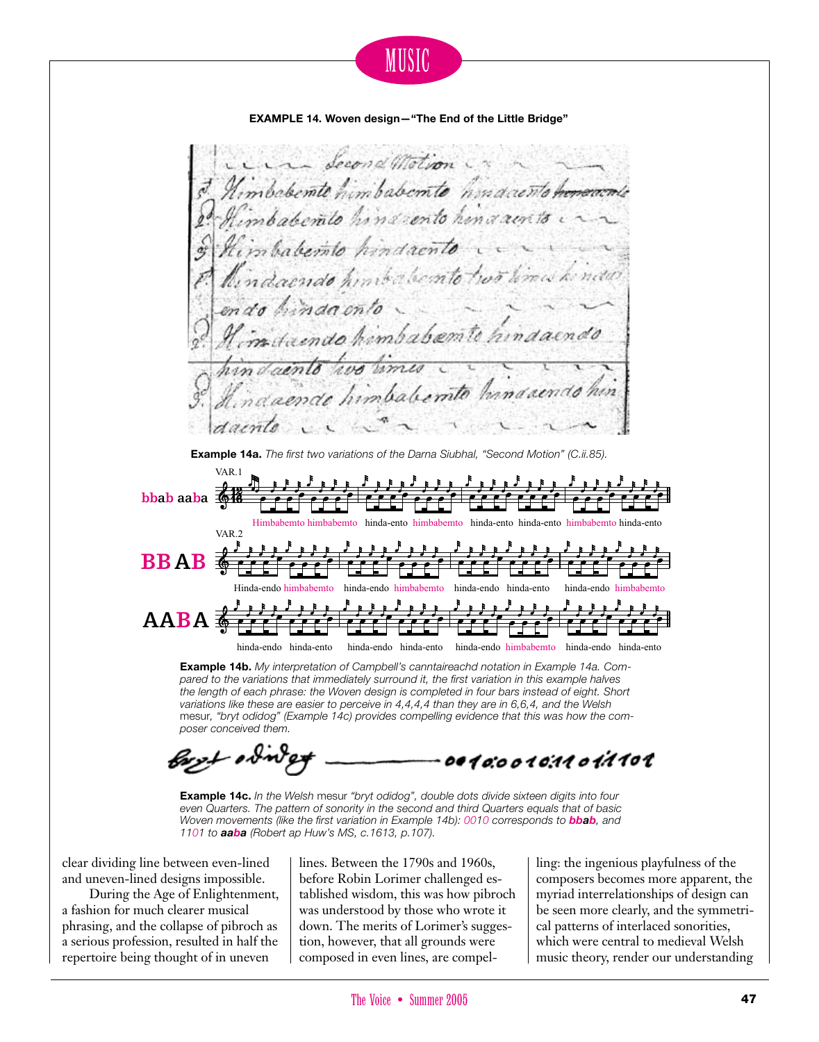**EXAMPLE 14. Woven design—"The End of the Little Bridge"**

**Example 14a.** *The first two variations of the Darna Siubhal, "Second Motion" (C.ii.85).*

**Example 14b.** *My interpretation of Campbell's canntaireachd notation in Example 14a. Compared to the variations that immediately surround it, the first variation in this example halves the length of each phrase: the Woven design is completed in four bars instead of eight. Short variations like these are easier to perceive in 4,4,4,4 than they are in 6,6,4, and the Welsh* mesur*, "bryt odidog" (Example 14c) provides compelling evidence that this was how the composer conceived them.*

**Example 14c.** *In the Welsh* mesur *"bryt odidog", double dots divide sixteen digits into four even Quarters. The pattern of sonority in the second and third Quarters equals that of basic Woven movements (like the first variation in Example 14b): 0010 corresponds to **bbab**, and 1101 to **aaba** (Robert ap Huw's MS, c.1613, p.107).*

clear dividing line between even-lined and uneven-lined designs impossible.

During the Age of Enlightenment, a fashion for much clearer musical phrasing, and the collapse of pibroch as a serious profession, resulted in half the repertoire being thought of in uneven lines. Between the 1790s and 1960s, before Robin Lorimer challenged established wisdom, this was how pibroch was understood by those who wrote it down. The merits of Lorimer's suggestion, however, that all grounds were composed in even lines, are compelling: the ingenious playfulness of the composers becomes more apparent, the myriad interrelationships of design can be seen more clearly, and the symmetrical patterns of interlaced sonorities, which were central to medieval Welsh music theory, render our understanding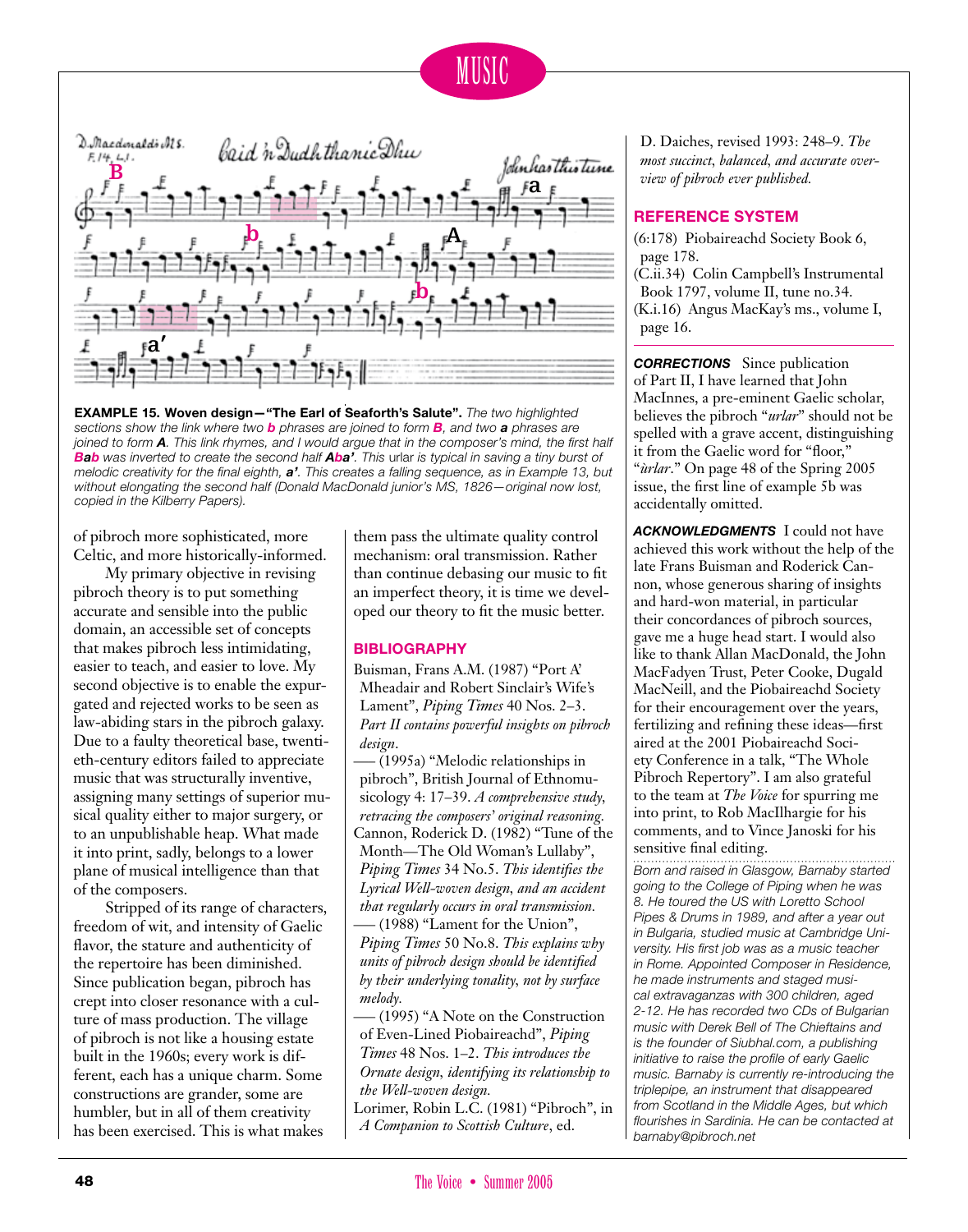**EXAMPLE 15. Woven design—"The Earl of Seaforth's Salute".** *The two highlighted sections show the link where two **b** phrases are joined to form **B**, and two **a** phrases are joined to form **A**. This link rhymes, and I would argue that in the composer's mind, the first half **Bab** was inverted to create the second half **Aba'**. This* urlar *is typical in saving a tiny burst of melodic creativity for the final eighth, **a'**. This creates a falling sequence, as in Example 13, but without elongating the second half (Donald MacDonald junior's MS, 1826—original now lost, copied in the Kilberry Papers).*

of pibroch more sophisticated, more Celtic, and more historically-informed.

My primary objective in revising pibroch theory is to put something accurate and sensible into the public domain, an accessible set of concepts that makes pibroch less intimidating, easier to teach, and easier to love. My second objective is to enable the expurgated and rejected works to be seen as law-abiding stars in the pibroch galaxy. Due to a faulty theoretical base, twentieth-century editors failed to appreciate music that was structurally inventive, assigning many settings of superior musical quality either to major surgery, or to an unpublishable heap. What made it into print, sadly, belongs to a lower plane of musical intelligence than that of the composers.

Stripped of its range of characters, freedom of wit, and intensity of Gaelic flavor, the stature and authenticity of the repertoire has been diminished. Since publication began, pibroch has crept into closer resonance with a culture of mass production. The village of pibroch is not like a housing estate built in the 1960s; every work is different, each has a unique charm. Some constructions are grander, some are humbler, but in all of them creativity has been exercised. This is what makes them pass the ultimate quality control mechanism: oral transmission. Rather than continue debasing our music to fit an imperfect theory, it is time we developed our theory to fit the music better.

## BIBLIOGRAPHY

Buisman, Frans A.M. (1987) "Port A' Mheadair and Robert Sinclair's Wife's Lament", *Piping Times* 40 Nos. 2–3. *Part II contains powerful insights on pibroch design.*

— (1995a) "Melodic relationships in pibroch", British Journal of Ethnomusicology 4: 17–39. *A comprehensive study, retracing the composers' original reasoning.*

Cannon, Roderick D. (1982) "Tune of the Month—The Old Woman's Lullaby", *Piping Times* 34 No.5. *This identifies the Lyrical Well-woven design, and an accident that regularly occurs in oral transmission.*

— (1988) "Lament for the Union", *Piping Times* 50 No.8. *This explains why units of pibroch design should be identified by their underlying tonality, not by surface melody.*

— (1995) "A Note on the Construction of Even-Lined Piobaireachd", *Piping Times* 48 Nos. 1–2. *This introduces the Ornate design, identifying its relationship to the Well-woven design.*

Lorimer, Robin L.C. (1981) "Pibroch", in *A Companion to Scottish Culture*, ed. D. Daiches, revised 1993: 248–9. *The most succinct, balanced, and accurate overview of pibroch ever published.*

## REFERENCE SYSTEM

(6:178) Piobaireachd Society Book 6, page 178.
(C.ii.34) Colin Campbell's Instrumental Book 1797, volume II, tune no.34.
(K.i.16) Angus MacKay's ms., volume I, page 16.

***CORRECTIONS*** Since publication of Part II, I have learned that John MacInnes, a pre-eminent Gaelic scholar, believes the pibroch "*urlar*" should not be spelled with a grave accent, distinguishing it from the Gaelic word for "floor," "*ùrlar*." On page 48 of the Spring 2005 issue, the first line of example 5b was accidentally omitted.

***ACKNOWLEDGMENTS*** I could not have achieved this work without the help of the late Frans Buisman and Roderick Cannon, whose generous sharing of insights and hard-won material, in particular their concordances of pibroch sources, gave me a huge head start. I would also like to thank Allan MacDonald, the John MacFadyen Trust, Peter Cooke, Dugald MacNeill, and the Piobaireachd Society for their encouragement over the years, fertilizing and refining these ideas—first aired at the 2001 Piobaireachd Society Conference in a talk, "The Whole Pibroch Repertoire". I am also grateful to the team at *The Voice* for spurring me into print, to Rob MacIlhargie for his comments, and to Vince Janoski for his sensitive final editing.

*Born and raised in Glasgow, Barnaby started going to the College of Piping when he was 8. He toured the US with Loretto School Pipes & Drums in 1989, and after a year out in Bulgaria, studied music at Cambridge University. His first job was as a music teacher in Rome. Appointed Composer in Residence, he made instruments and staged musical extravaganzas with 300 children, aged 2-12. He has recorded two CDs of Bulgarian music with Derek Bell of The Chieftains and is the founder of Siubhal.com, a publishing initiative to raise the profile of early Gaelic music. Barnaby is currently re-introducing the triplepipe, an instrument that disappeared from Scotland in the Middle Ages, but which flourishes in Sardinia. He can be contacted at barnaby@pibroch.net*